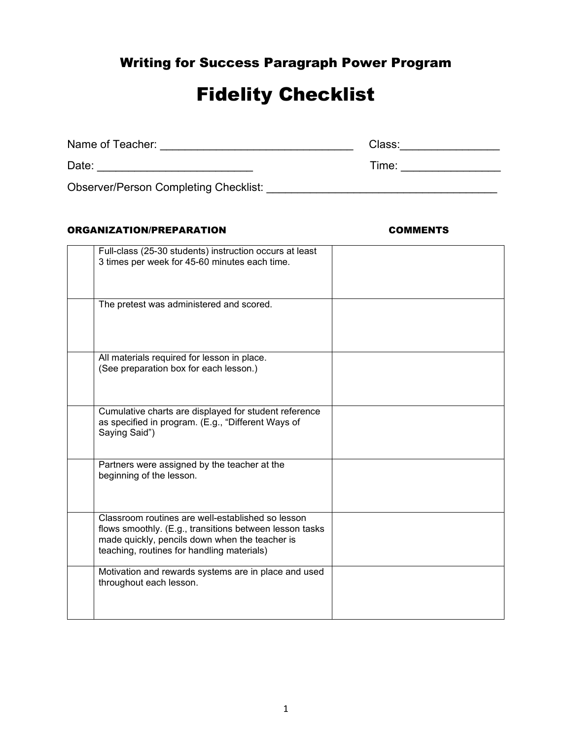## Writing for Success Paragraph Power Program

# Fidelity Checklist

Name of Teacher: ______________________________ Class:_______________

Date: ________________________ Time: _______________

Observer/Person Completing Checklist: ____________________________________

| | ORGANIZATION/PREPARATION | COMMENTS |
|---|---|---|
| | Full-class (25-30 students) instruction occurs at least 3 times per week for 45-60 minutes each time. | |
| | The pretest was administered and scored. | |
| | All materials required for lesson in place. (See preparation box for each lesson.) | |
| | Cumulative charts are displayed for student reference as specified in program. (E.g., “Different Ways of Saying Said”) | |
| | Partners were assigned by the teacher at the beginning of the lesson. | |
| | Classroom routines are well-established so lesson flows smoothly. (E.g., transitions between lesson tasks made quickly, pencils down when the teacher is teaching, routines for handling materials) | |
| | Motivation and rewards systems are in place and used throughout each lesson. | |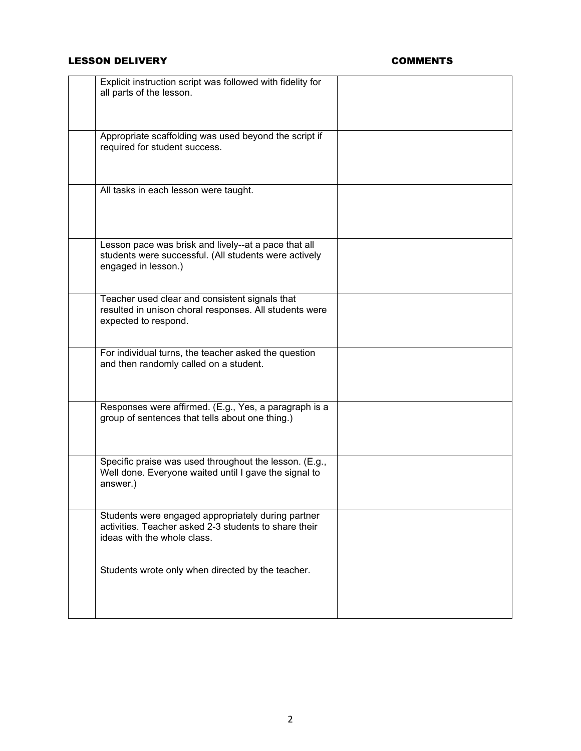| | LESSON DELIVERY | COMMENTS |
|---|---|---|
| | Explicit instruction script was followed with fidelity for all parts of the lesson. | |
| | Appropriate scaffolding was used beyond the script if required for student success. | |
| | All tasks in each lesson were taught. | |
| | Lesson pace was brisk and lively--at a pace that all students were successful. (All students were actively engaged in lesson.) | |
| | Teacher used clear and consistent signals that resulted in unison choral responses. All students were expected to respond. | |
| | For individual turns, the teacher asked the question and then randomly called on a student. | |
| | Responses were affirmed. (E.g., Yes, a paragraph is a group of sentences that tells about one thing.) | |
| | Specific praise was used throughout the lesson. (E.g., Well done. Everyone waited until I gave the signal to answer.) | |
| | Students were engaged appropriately during partner activities. Teacher asked 2-3 students to share their ideas with the whole class. | |
| | Students wrote only when directed by the teacher. | |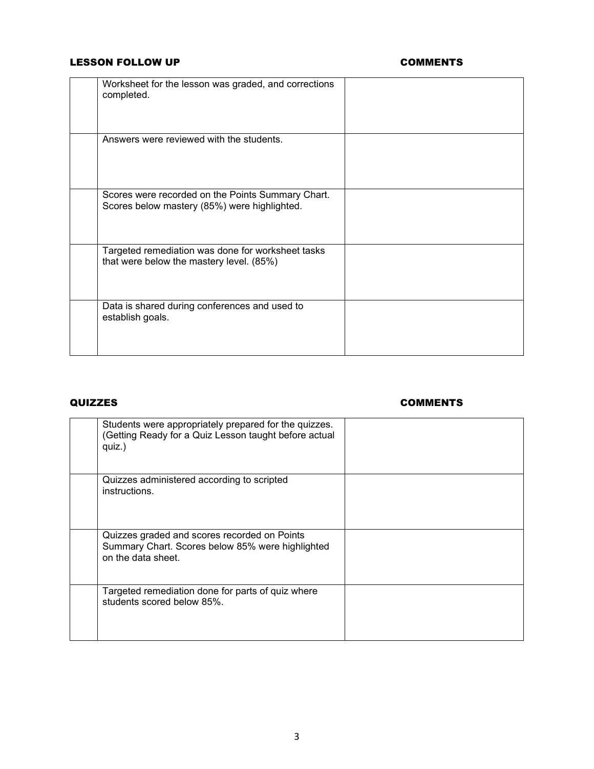## LESSON FOLLOW UP

| | LESSON FOLLOW UP | COMMENTS |
|---|---|---|
| | Worksheet for the lesson was graded, and corrections completed. | |
| | Answers were reviewed with the students. | |
| | Scores were recorded on the Points Summary Chart. Scores below mastery (85%) were highlighted. | |
| | Targeted remediation was done for worksheet tasks that were below the mastery level. (85%) | |
| | Data is shared during conferences and used to establish goals. | |

## QUIZZES

| | QUIZZES | COMMENTS |
|---|---|---|
| | Students were appropriately prepared for the quizzes. (Getting Ready for a Quiz Lesson taught before actual quiz.) | |
| | Quizzes administered according to scripted instructions. | |
| | Quizzes graded and scores recorded on Points Summary Chart. Scores below 85% were highlighted on the data sheet. | |
| | Targeted remediation done for parts of quiz where students scored below 85%. | |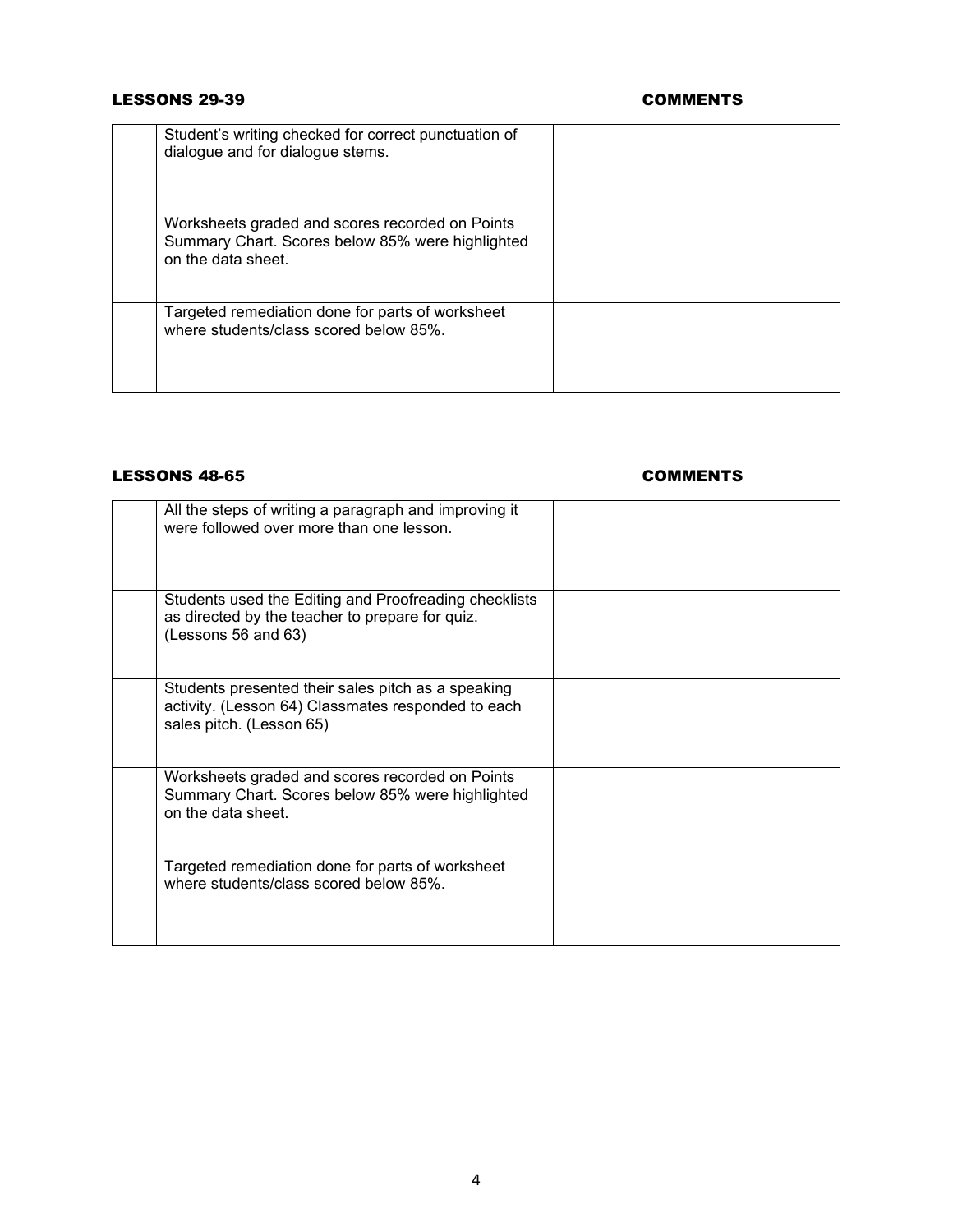| LESSONS 29-39 | | COMMENTS |
|---|---|---|
| | Student's writing checked for correct punctuation of dialogue and for dialogue stems. | |
| | Worksheets graded and scores recorded on Points Summary Chart. Scores below 85% were highlighted on the data sheet. | |
| | Targeted remediation done for parts of worksheet where students/class scored below 85%. | |

| LESSONS 48-65 | | COMMENTS |
|---|---|---|
| | All the steps of writing a paragraph and improving it were followed over more than one lesson. | |
| | Students used the Editing and Proofreading checklists as directed by the teacher to prepare for quiz. (Lessons 56 and 63) | |
| | Students presented their sales pitch as a speaking activity. (Lesson 64) Classmates responded to each sales pitch. (Lesson 65) | |
| | Worksheets graded and scores recorded on Points Summary Chart. Scores below 85% were highlighted on the data sheet. | |
| | Targeted remediation done for parts of worksheet where students/class scored below 85%. | |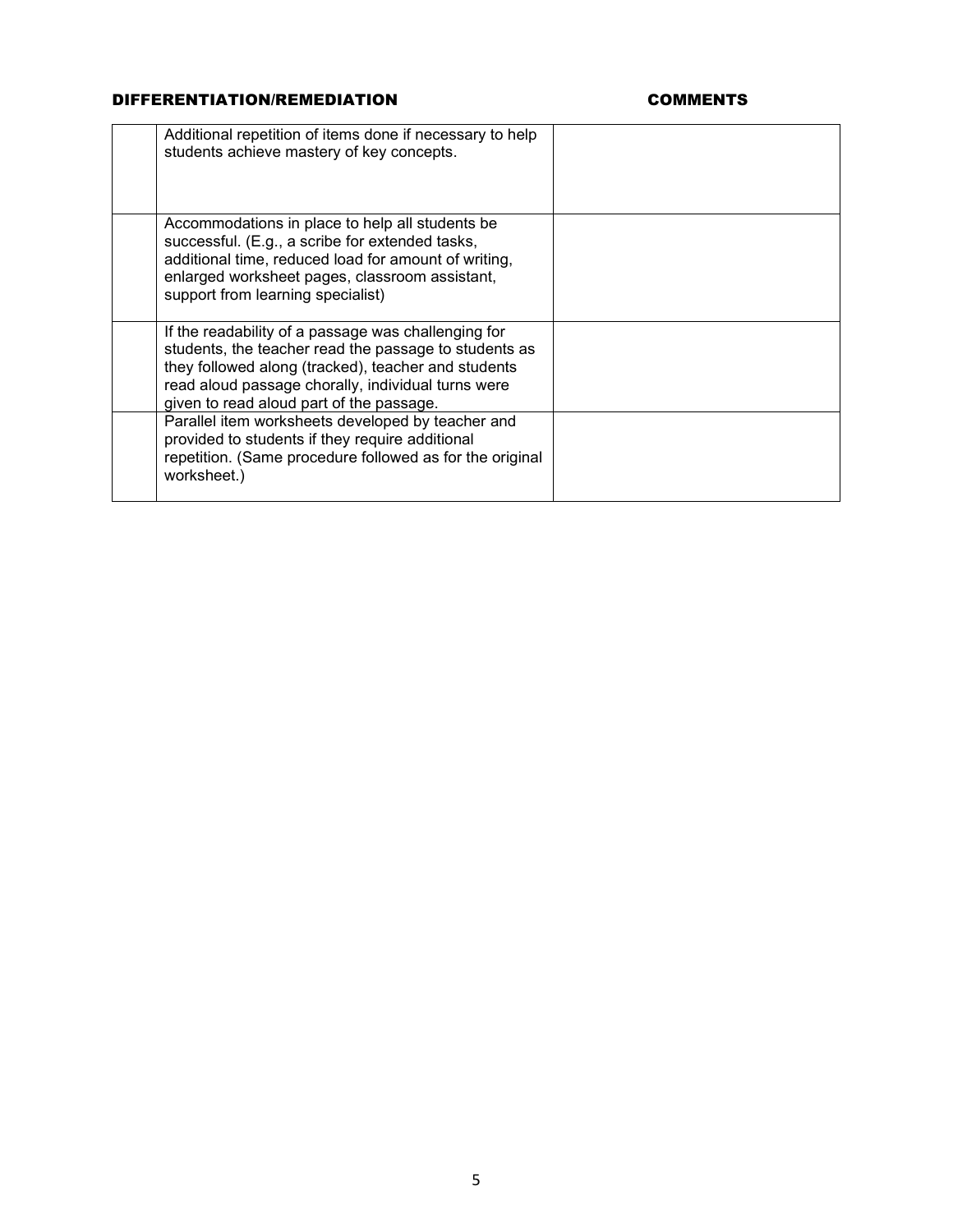| DIFFERENTIATION/REMEDIATION | | COMMENTS |
|---|---|---|
| | Additional repetition of items done if necessary to help students achieve mastery of key concepts. | |
| | Accommodations in place to help all students be successful. (E.g., a scribe for extended tasks, additional time, reduced load for amount of writing, enlarged worksheet pages, classroom assistant, support from learning specialist) | |
| | If the readability of a passage was challenging for students, the teacher read the passage to students as they followed along (tracked), teacher and students read aloud passage chorally, individual turns were given to read aloud part of the passage. | |
| | Parallel item worksheets developed by teacher and provided to students if they require additional repetition. (Same procedure followed as for the original worksheet.) | |